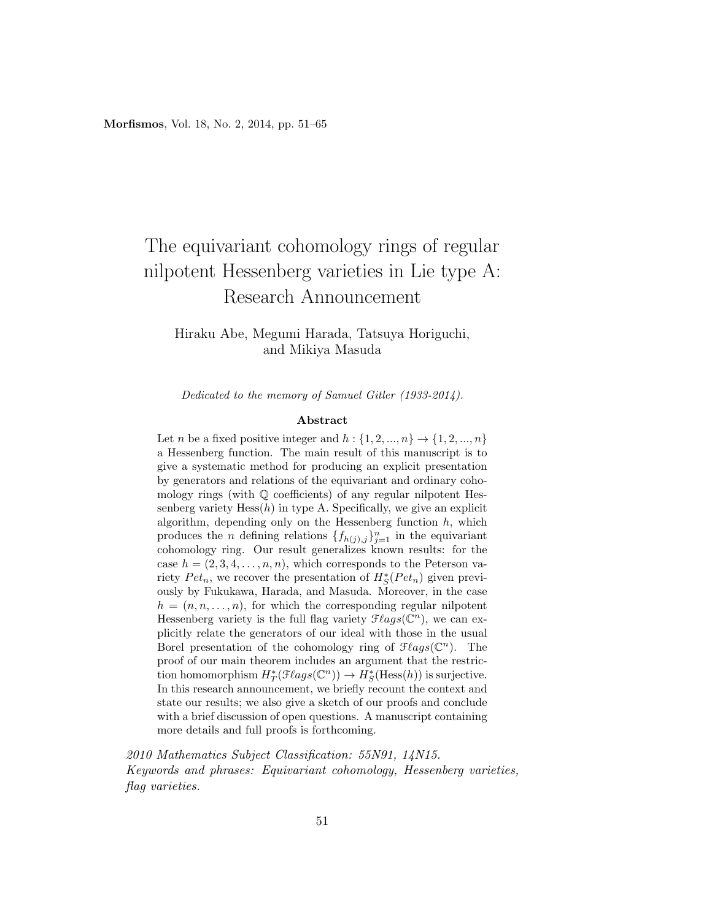# The equivariant cohomology rings of regular nilpotent Hessenberg varieties in Lie type A: Research Announcement

Hiraku Abe, Megumi Harada, Tatsuya Horiguchi, and Mikiya Masuda

*Dedicated to the memory of Samuel Gitler (1933-2014).*

## Abstract

Let $n$ be a fixed positive integer and $h : \{1, 2, ..., n\} \to \{1, 2, ..., n\}$ a Hessenberg function. The main result of this manuscript is to give a systematic method for producing an explicit presentation by generators and relations of the equivariant and ordinary cohomology rings (with $\mathbb{Q}$ coefficients) of any regular nilpotent Hessenberg variety $\mathrm{Hess}(h)$ in type A. Specifically, we give an explicit algorithm, depending only on the Hessenberg function $h$, which produces the $n$ defining relations $\{f_{h(j),j}\}_{j=1}^{n}$ in the equivariant cohomology ring. Our result generalizes known results: for the case $h = (2, 3, 4, \ldots, n, n)$, which corresponds to the Peterson variety $Pet_n$, we recover the presentation of $H^*_S(Pet_n)$ given previously by Fukukawa, Harada, and Masuda. Moreover, in the case $h = (n, n, \ldots, n)$, for which the corresponding regular nilpotent Hessenberg variety is the full flag variety $\mathcal{F}\ell ags(\mathbb{C}^n)$, we can explicitly relate the generators of our ideal with those in the usual Borel presentation of the cohomology ring of $\mathcal{F}\ell ags(\mathbb{C}^n)$. The proof of our main theorem includes an argument that the restriction homomorphism $H^*_T(\mathcal{F}\ell ags(\mathbb{C}^n)) \to H^*_S(\mathrm{Hess}(h))$ is surjective. In this research announcement, we briefly recount the context and state our results; we also give a sketch of our proofs and conclude with a brief discussion of open questions. A manuscript containing more details and full proofs is forthcoming.

*2010 Mathematics Subject Classification: 55N91, 14N15.*
*Keywords and phrases: Equivariant cohomology, Hessenberg varieties, flag varieties.*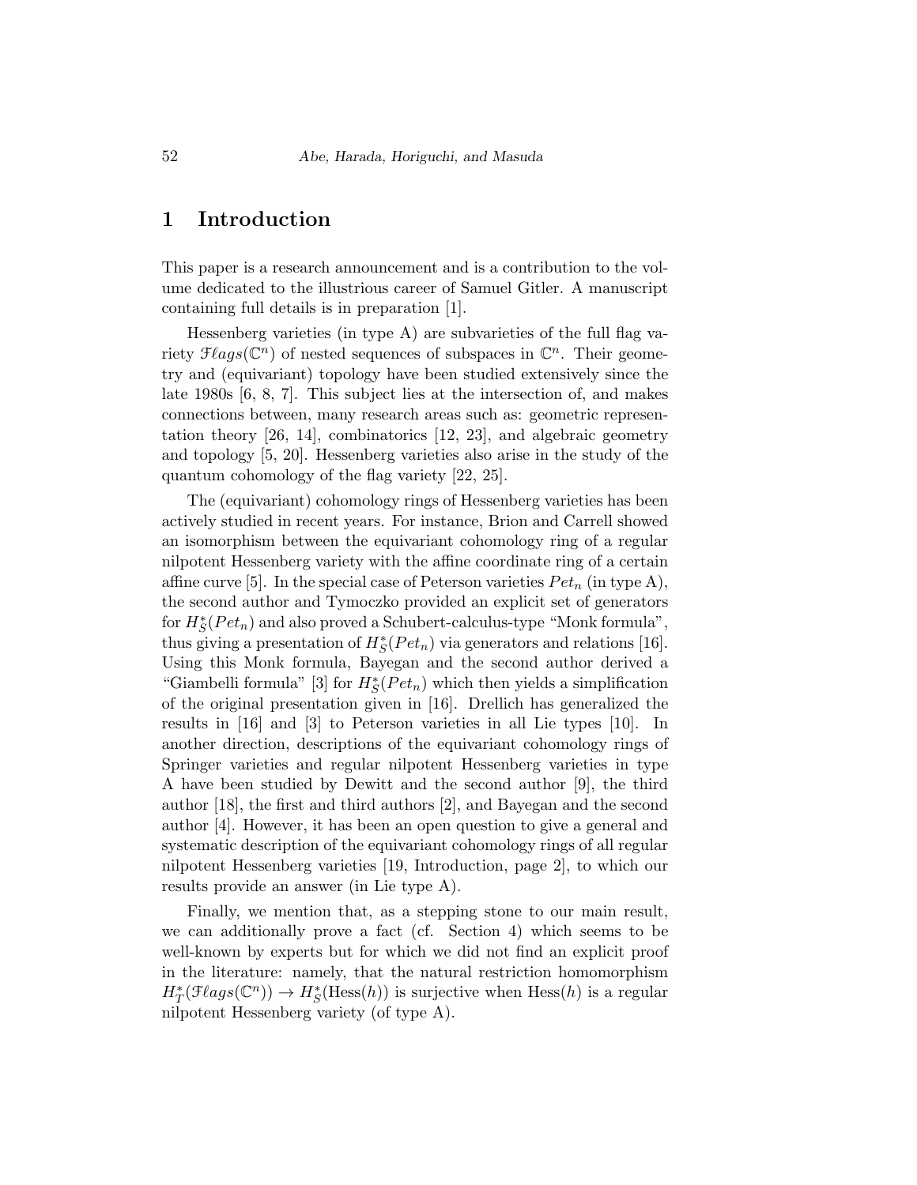# 1 Introduction

This paper is a research announcement and is a contribution to the volume dedicated to the illustrious career of Samuel Gitler. A manuscript containing full details is in preparation [1].

Hessenberg varieties (in type A) are subvarieties of the full flag variety $\mathcal{F}\ell ags(\mathbb{C}^n)$ of nested sequences of subspaces in $\mathbb{C}^n$. Their geometry and (equivariant) topology have been studied extensively since the late 1980s [6, 8, 7]. This subject lies at the intersection of, and makes connections between, many research areas such as: geometric representation theory [26, 14], combinatorics [12, 23], and algebraic geometry and topology [5, 20]. Hessenberg varieties also arise in the study of the quantum cohomology of the flag variety [22, 25].

The (equivariant) cohomology rings of Hessenberg varieties has been actively studied in recent years. For instance, Brion and Carrell showed an isomorphism between the equivariant cohomology ring of a regular nilpotent Hessenberg variety with the affine coordinate ring of a certain affine curve [5]. In the special case of Peterson varieties $Pet_n$ (in type A), the second author and Tymoczko provided an explicit set of generators for $H^*_S(Pet_n)$ and also proved a Schubert-calculus-type "Monk formula", thus giving a presentation of $H^*_S(Pet_n)$ via generators and relations [16]. Using this Monk formula, Bayegan and the second author derived a "Giambelli formula" [3] for $H^*_S(Pet_n)$ which then yields a simplification of the original presentation given in [16]. Drellich has generalized the results in [16] and [3] to Peterson varieties in all Lie types [10]. In another direction, descriptions of the equivariant cohomology rings of Springer varieties and regular nilpotent Hessenberg varieties in type A have been studied by Dewitt and the second author [9], the third author [18], the first and third authors [2], and Bayegan and the second author [4]. However, it has been an open question to give a general and systematic description of the equivariant cohomology rings of all regular nilpotent Hessenberg varieties [19, Introduction, page 2], to which our results provide an answer (in Lie type A).

Finally, we mention that, as a stepping stone to our main result, we can additionally prove a fact (cf. Section 4) which seems to be well-known by experts but for which we did not find an explicit proof in the literature: namely, that the natural restriction homomorphism $H^*_T(\mathcal{F}\ell ags(\mathbb{C}^n)) \to H^*_S(\mathrm{Hess}(h))$ is surjective when $\mathrm{Hess}(h)$ is a regular nilpotent Hessenberg variety (of type A).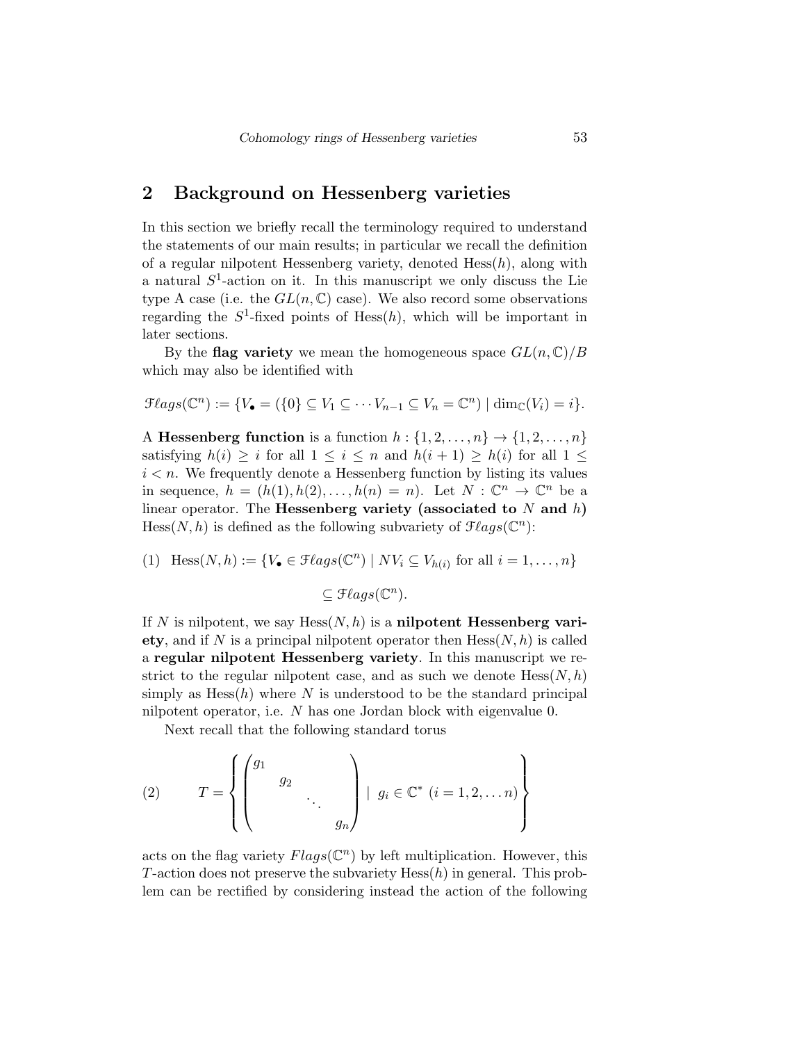## 2 Background on Hessenberg varieties

In this section we briefly recall the terminology required to understand the statements of our main results; in particular we recall the definition of a regular nilpotent Hessenberg variety, denoted $\mathrm{Hess}(h)$, along with a natural $S^1$-action on it. In this manuscript we only discuss the Lie type A case (i.e. the $GL(n, \mathbb{C})$ case). We also record some observations regarding the $S^1$-fixed points of $\mathrm{Hess}(h)$, which will be important in later sections.

By the **flag variety** we mean the homogeneous space $GL(n, \mathbb{C})/B$ which may also be identified with

$$\mathcal{F}\ell ags(\mathbb{C}^n) := \{V_\bullet = (\{0\} \subseteq V_1 \subseteq \cdots V_{n-1} \subseteq V_n = \mathbb{C}^n) \mid \dim_{\mathbb{C}}(V_i) = i\}.$$

A **Hessenberg function** is a function $h : \{1, 2, \ldots, n\} \to \{1, 2, \ldots, n\}$ satisfying $h(i) \geq i$ for all $1 \leq i \leq n$ and $h(i+1) \geq h(i)$ for all $1 \leq i < n$. We frequently denote a Hessenberg function by listing its values in sequence, $h = (h(1), h(2), \ldots, h(n) = n)$. Let $N : \mathbb{C}^n \to \mathbb{C}^n$ be a linear operator. The **Hessenberg variety (associated to $N$ and $h$)** $\mathrm{Hess}(N, h)$ is defined as the following subvariety of $\mathcal{F}\ell ags(\mathbb{C}^n)$:

$$(1) \quad \mathrm{Hess}(N, h) := \{V_\bullet \in \mathcal{F}\ell ags(\mathbb{C}^n) \mid NV_i \subseteq V_{h(i)} \text{ for all } i = 1, \ldots, n\} \subseteq \mathcal{F}\ell ags(\mathbb{C}^n).$$

If $N$ is nilpotent, we say $\mathrm{Hess}(N, h)$ is a **nilpotent Hessenberg variety**, and if $N$ is a principal nilpotent operator then $\mathrm{Hess}(N, h)$ is called a **regular nilpotent Hessenberg variety**. In this manuscript we restrict to the regular nilpotent case, and as such we denote $\mathrm{Hess}(N, h)$ simply as $\mathrm{Hess}(h)$ where $N$ is understood to be the standard principal nilpotent operator, i.e. $N$ has one Jordan block with eigenvalue 0.

Next recall that the following standard torus

$$(2) \qquad T = \left\{ \begin{pmatrix} g_1 & & & \\ & g_2 & & \\ & & \ddots & \\ & & & g_n \end{pmatrix} \mid g_i \in \mathbb{C}^* \ (i = 1, 2, \ldots n) \right\}$$

acts on the flag variety $Flags(\mathbb{C}^n)$ by left multiplication. However, this $T$-action does not preserve the subvariety $\mathrm{Hess}(h)$ in general. This problem can be rectified by considering instead the action of the following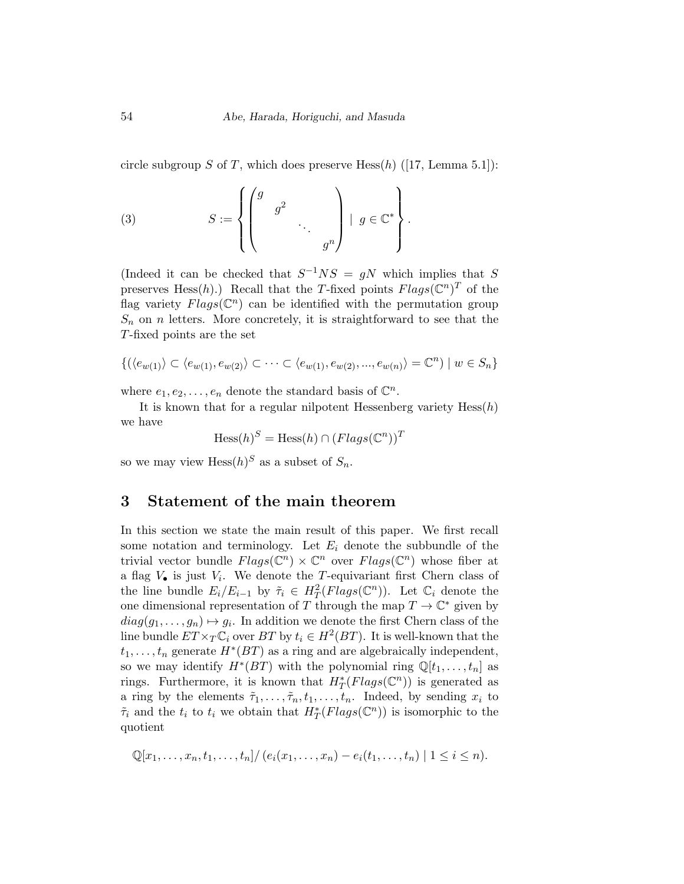circle subgroup $S$ of $T$, which does preserve $\mathrm{Hess}(h)$ ([17, Lemma 5.1]):

$$
S := \left\{ \begin{pmatrix} g & & & \\ & g^2 & & \\ & & \ddots & \\ & & & g^n \end{pmatrix} \mid g \in \mathbb{C}^* \right\}. \tag{3}
$$

(Indeed it can be checked that $S^{-1}NS = gN$ which implies that $S$ preserves $\mathrm{Hess}(h)$.) Recall that the $T$-fixed points $Flags(\mathbb{C}^n)^T$ of the flag variety $Flags(\mathbb{C}^n)$ can be identified with the permutation group $S_n$ on $n$ letters. More concretely, it is straightforward to see that the $T$-fixed points are the set

$$
\{(\langle e_{w(1)} \rangle \subset \langle e_{w(1)}, e_{w(2)} \rangle \subset \cdots \subset \langle e_{w(1)}, e_{w(2)}, ..., e_{w(n)} \rangle = \mathbb{C}^n) \mid w \in S_n\}
$$

where $e_1, e_2, \ldots, e_n$ denote the standard basis of $\mathbb{C}^n$.

It is known that for a regular nilpotent Hessenberg variety $\mathrm{Hess}(h)$ we have

$$
\mathrm{Hess}(h)^S = \mathrm{Hess}(h) \cap (Flags(\mathbb{C}^n))^T
$$

so we may view $\mathrm{Hess}(h)^S$ as a subset of $S_n$.

## 3 Statement of the main theorem

In this section we state the main result of this paper. We first recall some notation and terminology. Let $E_i$ denote the subbundle of the trivial vector bundle $Flags(\mathbb{C}^n) \times \mathbb{C}^n$ over $Flags(\mathbb{C}^n)$ whose fiber at a flag $V_\bullet$ is just $V_i$. We denote the $T$-equivariant first Chern class of the line bundle $E_i/E_{i-1}$ by $\tilde{\tau}_i \in H^2_T(Flags(\mathbb{C}^n))$. Let $\mathbb{C}_i$ denote the one dimensional representation of $T$ through the map $T \to \mathbb{C}^*$ given by $diag(g_1, \ldots, g_n) \mapsto g_i$. In addition we denote the first Chern class of the line bundle $ET \times_T \mathbb{C}_i$ over $BT$ by $t_i \in H^2(BT)$. It is well-known that the $t_1, \ldots, t_n$ generate $H^*(BT)$ as a ring and are algebraically independent, so we may identify $H^*(BT)$ with the polynomial ring $\mathbb{Q}[t_1, \ldots, t_n]$ as rings. Furthermore, it is known that $H^*_T(Flags(\mathbb{C}^n))$ is generated as a ring by the elements $\tilde{\tau}_1, \ldots, \tilde{\tau}_n, t_1, \ldots, t_n$. Indeed, by sending $x_i$ to $\tilde{\tau}_i$ and the $t_i$ to $t_i$ we obtain that $H^*_T(Flags(\mathbb{C}^n))$ is isomorphic to the quotient

$$
\mathbb{Q}[x_1, \ldots, x_n, t_1, \ldots, t_n] / \left(e_i(x_1, \ldots, x_n) - e_i(t_1, \ldots, t_n) \mid 1 \le i \le n\right).
$$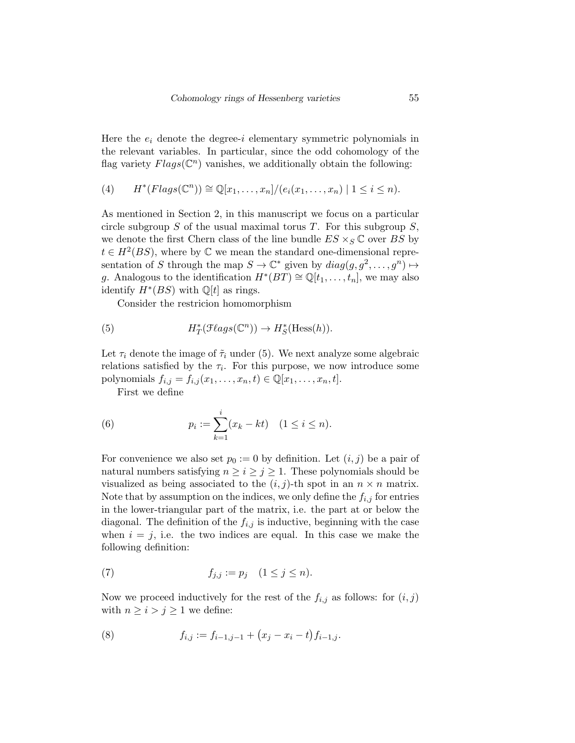Here the $e_i$ denote the degree-$i$ elementary symmetric polynomials in the relevant variables. In particular, since the odd cohomology of the flag variety $Flags(\mathbb{C}^n)$ vanishes, we additionally obtain the following:

$$H^*(Flags(\mathbb{C}^n)) \cong \mathbb{Q}[x_1, \ldots, x_n]/(e_i(x_1, \ldots, x_n) \mid 1 \leq i \leq n). \tag{4}$$

As mentioned in Section 2, in this manuscript we focus on a particular circle subgroup $S$ of the usual maximal torus $T$. For this subgroup $S$, we denote the first Chern class of the line bundle $ES \times_S \mathbb{C}$ over $BS$ by $t \in H^2(BS)$, where by $\mathbb{C}$ we mean the standard one-dimensional representation of $S$ through the map $S \to \mathbb{C}^*$ given by $diag(g, g^2, \ldots, g^n) \mapsto g$. Analogous to the identification $H^*(BT) \cong \mathbb{Q}[t_1, \ldots, t_n]$, we may also identify $H^*(BS)$ with $\mathbb{Q}[t]$ as rings.

Consider the restricion homomorphism

$$H_T^*(\mathcal{F}\ell ags(\mathbb{C}^n)) \to H_S^*(\text{Hess}(h)). \tag{5}$$

Let $\tau_i$ denote the image of $\tilde{\tau}_i$ under (5). We next analyze some algebraic relations satisfied by the $\tau_i$. For this purpose, we now introduce some polynomials $f_{i,j} = f_{i,j}(x_1, \ldots, x_n, t) \in \mathbb{Q}[x_1, \ldots, x_n, t]$.

First we define

$$p_i := \sum_{k=1}^{i} (x_k - kt) \quad (1 \leq i \leq n). \tag{6}$$

For convenience we also set $p_0 := 0$ by definition. Let $(i, j)$ be a pair of natural numbers satisfying $n \geq i \geq j \geq 1$. These polynomials should be visualized as being associated to the $(i, j)$-th spot in an $n \times n$ matrix. Note that by assumption on the indices, we only define the $f_{i,j}$ for entries in the lower-triangular part of the matrix, i.e. the part at or below the diagonal. The definition of the $f_{i,j}$ is inductive, beginning with the case when $i = j$, i.e. the two indices are equal. In this case we make the following definition:

$$f_{j,j} := p_j \quad (1 \leq j \leq n). \tag{7}$$

Now we proceed inductively for the rest of the $f_{i,j}$ as follows: for $(i, j)$ with $n \geq i > j \geq 1$ we define:

$$f_{i,j} := f_{i-1,j-1} + \big(x_j - x_i - t\big) f_{i-1,j}. \tag{8}$$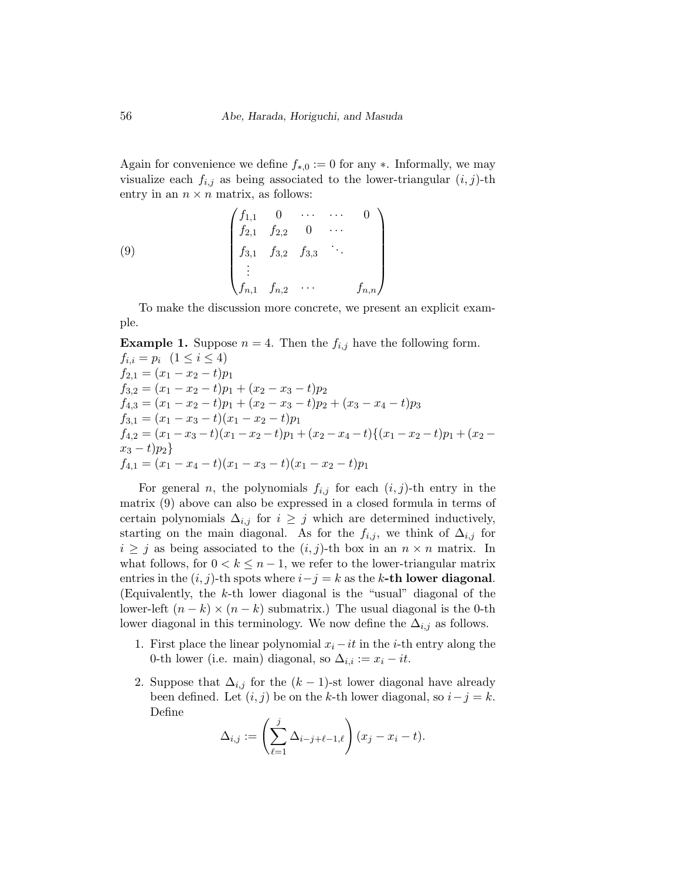Again for convenience we define $f_{*,0} := 0$ for any $*$. Informally, we may visualize each $f_{i,j}$ as being associated to the lower-triangular $(i,j)$-th entry in an $n \times n$ matrix, as follows:

$$
\begin{pmatrix}
f_{1,1} & 0 & \cdots & \cdots & 0 \\
f_{2,1} & f_{2,2} & 0 & \cdots & \\
f_{3,1} & f_{3,2} & f_{3,3} & \ddots & \\
\vdots & & & & \\
f_{n,1} & f_{n,2} & \cdots & & f_{n,n}
\end{pmatrix} \tag{9}
$$

To make the discussion more concrete, we present an explicit example.

**Example 1.** Suppose $n = 4$. Then the $f_{i,j}$ have the following form.
$f_{i,i} = p_i \quad (1 \leq i \leq 4)$
$f_{2,1} = (x_1 - x_2 - t)p_1$
$f_{3,2} = (x_1 - x_2 - t)p_1 + (x_2 - x_3 - t)p_2$
$f_{4,3} = (x_1 - x_2 - t)p_1 + (x_2 - x_3 - t)p_2 + (x_3 - x_4 - t)p_3$
$f_{3,1} = (x_1 - x_3 - t)(x_1 - x_2 - t)p_1$
$f_{4,2} = (x_1 - x_3 - t)(x_1 - x_2 - t)p_1 + (x_2 - x_4 - t)\{(x_1 - x_2 - t)p_1 + (x_2 - x_3 - t)p_2\}$
$f_{4,1} = (x_1 - x_4 - t)(x_1 - x_3 - t)(x_1 - x_2 - t)p_1$

For general $n$, the polynomials $f_{i,j}$ for each $(i,j)$-th entry in the matrix (9) above can also be expressed in a closed formula in terms of certain polynomials $\Delta_{i,j}$ for $i \geq j$ which are determined inductively, starting on the main diagonal. As for the $f_{i,j}$, we think of $\Delta_{i,j}$ for $i \geq j$ as being associated to the $(i,j)$-th box in an $n \times n$ matrix. In what follows, for $0 < k \leq n-1$, we refer to the lower-triangular matrix entries in the $(i,j)$-th spots where $i - j = k$ as the **$k$-th lower diagonal**. (Equivalently, the $k$-th lower diagonal is the "usual" diagonal of the lower-left $(n-k) \times (n-k)$ submatrix.) The usual diagonal is the 0-th lower diagonal in this terminology. We now define the $\Delta_{i,j}$ as follows.

1. First place the linear polynomial $x_i - it$ in the $i$-th entry along the 0-th lower (i.e. main) diagonal, so $\Delta_{i,i} := x_i - it$.
2. Suppose that $\Delta_{i,j}$ for the $(k-1)$-st lower diagonal have already been defined. Let $(i,j)$ be on the $k$-th lower diagonal, so $i - j = k$. Define
$$\Delta_{i,j} := \left( \sum_{\ell=1}^{j} \Delta_{i-j+\ell-1,\ell} \right) (x_j - x_i - t).$$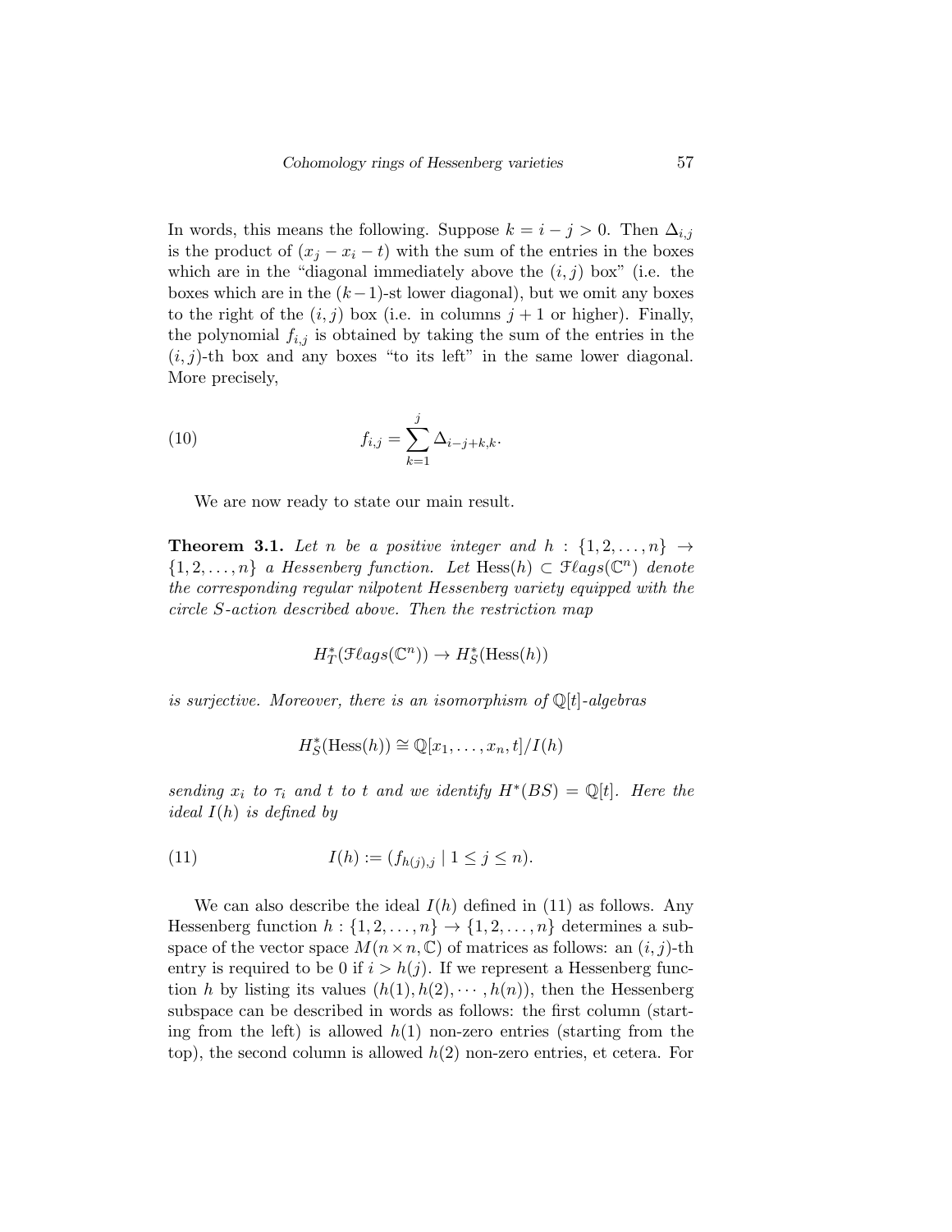In words, this means the following. Suppose $k = i - j > 0$. Then $\Delta_{i,j}$ is the product of $(x_j - x_i - t)$ with the sum of the entries in the boxes which are in the "diagonal immediately above the $(i,j)$ box" (i.e. the boxes which are in the $(k-1)$-st lower diagonal), but we omit any boxes to the right of the $(i,j)$ box (i.e. in columns $j+1$ or higher). Finally, the polynomial $f_{i,j}$ is obtained by taking the sum of the entries in the $(i,j)$-th box and any boxes "to its left" in the same lower diagonal. More precisely,

$$f_{i,j} = \sum_{k=1}^{j} \Delta_{i-j+k,k}. \tag{10}$$

We are now ready to state our main result.

**Theorem 3.1.** *Let $n$ be a positive integer and $h : \{1, 2, \ldots, n\} \to \{1, 2, \ldots, n\}$ a Hessenberg function. Let $\mathrm{Hess}(h) \subset \mathcal{F}\ell ags(\mathbb{C}^n)$ denote the corresponding regular nilpotent Hessenberg variety equipped with the circle $S$-action described above. Then the restriction map*

$$H_T^*(\mathcal{F}\ell ags(\mathbb{C}^n)) \to H_S^*(\mathrm{Hess}(h))$$

*is surjective. Moreover, there is an isomorphism of $\mathbb{Q}[t]$-algebras*

$$H_S^*(\mathrm{Hess}(h)) \cong \mathbb{Q}[x_1, \ldots, x_n, t]/I(h)$$

*sending $x_i$ to $\tau_i$ and $t$ to $t$ and we identify $H^*(BS) = \mathbb{Q}[t]$. Here the ideal $I(h)$ is defined by*

$$I(h) := (f_{h(j),j} \mid 1 \leq j \leq n). \tag{11}$$

We can also describe the ideal $I(h)$ defined in (11) as follows. Any Hessenberg function $h : \{1, 2, \ldots, n\} \to \{1, 2, \ldots, n\}$ determines a subspace of the vector space $M(n \times n, \mathbb{C})$ of matrices as follows: an $(i,j)$-th entry is required to be 0 if $i > h(j)$. If we represent a Hessenberg function $h$ by listing its values $(h(1), h(2), \cdots, h(n))$, then the Hessenberg subspace can be described in words as follows: the first column (starting from the left) is allowed $h(1)$ non-zero entries (starting from the top), the second column is allowed $h(2)$ non-zero entries, et cetera. For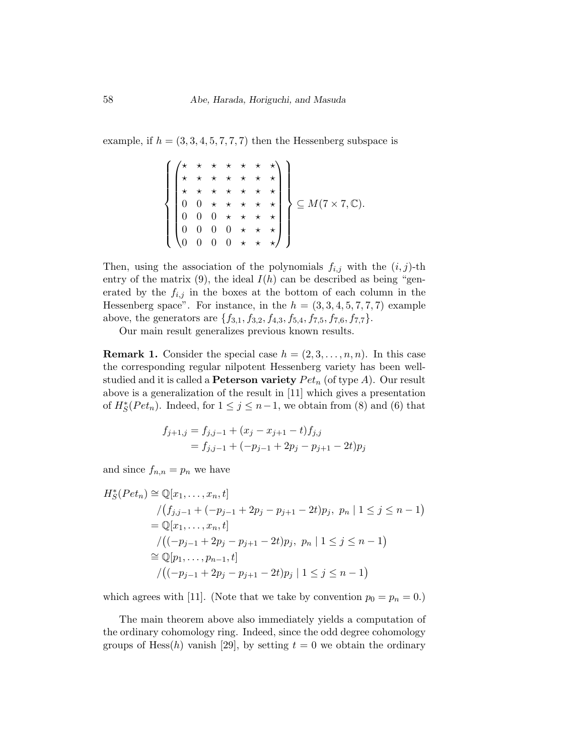example, if $h = (3, 3, 4, 5, 7, 7, 7)$ then the Hessenberg subspace is

$$\left\{ \begin{pmatrix} \star & \star & \star & \star & \star & \star & \star \\ \star & \star & \star & \star & \star & \star & \star \\ \star & \star & \star & \star & \star & \star & \star \\ 0 & 0 & \star & \star & \star & \star & \star \\ 0 & 0 & 0 & \star & \star & \star & \star \\ 0 & 0 & 0 & 0 & \star & \star & \star \\ 0 & 0 & 0 & 0 & \star & \star & \star \end{pmatrix} \right\} \subseteq M(7 \times 7, \mathbb{C}).$$

Then, using the association of the polynomials $f_{i,j}$ with the $(i, j)$-th entry of the matrix (9), the ideal $I(h)$ can be described as being "generated by the $f_{i,j}$ in the boxes at the bottom of each column in the Hessenberg space". For instance, in the $h = (3, 3, 4, 5, 7, 7, 7)$ example above, the generators are $\{f_{3,1}, f_{3,2}, f_{4,3}, f_{5,4}, f_{7,5}, f_{7,6}, f_{7,7}\}$.

Our main result generalizes previous known results.

**Remark 1.** Consider the special case $h = (2, 3, \ldots, n, n)$. In this case the corresponding regular nilpotent Hessenberg variety has been well-studied and it is called a **Peterson variety** $Pet_n$ (of type $A$). Our result above is a generalization of the result in [11] which gives a presentation of $H^*_S(Pet_n)$. Indeed, for $1 \leq j \leq n-1$, we obtain from (8) and (6) that

$$\begin{aligned} f_{j+1,j} &= f_{j,j-1} + (x_j - x_{j+1} - t) f_{j,j} \\ &= f_{j,j-1} + (-p_{j-1} + 2p_j - p_{j+1} - 2t) p_j \end{aligned}$$

and since $f_{n,n} = p_n$ we have

$$\begin{aligned} H^*_S(Pet_n) &\cong \mathbb{Q}[x_1, \ldots, x_n, t] \\ &\quad \big/ \big( f_{j,j-1} + (-p_{j-1} + 2p_j - p_{j+1} - 2t) p_j,\ p_n \mid 1 \leq j \leq n-1 \big) \\ &= \mathbb{Q}[x_1, \ldots, x_n, t] \\ &\quad \big/ \big( (-p_{j-1} + 2p_j - p_{j+1} - 2t) p_j,\ p_n \mid 1 \leq j \leq n-1 \big) \\ &\cong \mathbb{Q}[p_1, \ldots, p_{n-1}, t] \\ &\quad \big/ \big( (-p_{j-1} + 2p_j - p_{j+1} - 2t) p_j \mid 1 \leq j \leq n-1 \big) \end{aligned}$$

which agrees with [11]. (Note that we take by convention $p_0 = p_n = 0$.)

The main theorem above also immediately yields a computation of the ordinary cohomology ring. Indeed, since the odd degree cohomology groups of $\mathrm{Hess}(h)$ vanish [29], by setting $t = 0$ we obtain the ordinary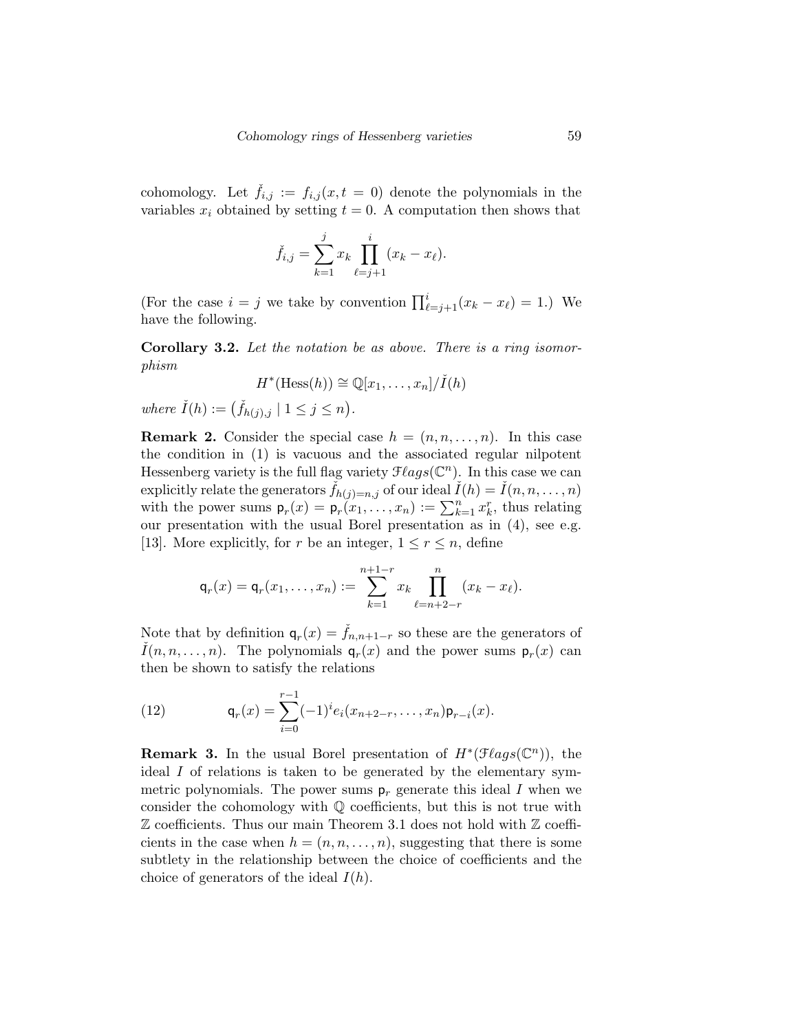cohomology. Let $\check{f}_{i,j} := f_{i,j}(x, t = 0)$ denote the polynomials in the variables $x_i$ obtained by setting $t = 0$. A computation then shows that

$$\check{f}_{i,j} = \sum_{k=1}^{j} x_k \prod_{\ell=j+1}^{i} (x_k - x_\ell).$$

(For the case $i = j$ we take by convention $\prod_{\ell=j+1}^{i}(x_k - x_\ell) = 1$.) We have the following.

**Corollary 3.2.** *Let the notation be as above. There is a ring isomorphism*

$$H^*(\mathrm{Hess}(h)) \cong \mathbb{Q}[x_1, \ldots, x_n]/\check{I}(h)$$

*where* $\check{I}(h) := \left(\check{f}_{h(j),j} \mid 1 \leq j \leq n\right)$.

**Remark 2.** Consider the special case $h = (n, n, \ldots, n)$. In this case the condition in (1) is vacuous and the associated regular nilpotent Hessenberg variety is the full flag variety $\mathcal{F}\ell ags(\mathbb{C}^n)$. In this case we can explicitly relate the generators $\check{f}_{h(j)=n,j}$ of our ideal $\check{I}(h) = \check{I}(n, n, \ldots, n)$ with the power sums $\mathsf{p}_r(x) = \mathsf{p}_r(x_1, \ldots, x_n) := \sum_{k=1}^{n} x_k^r$, thus relating our presentation with the usual Borel presentation as in (4), see e.g. [13]. More explicitly, for $r$ be an integer, $1 \leq r \leq n$, define

$$\mathsf{q}_r(x) = \mathsf{q}_r(x_1, \ldots, x_n) := \sum_{k=1}^{n+1-r} x_k \prod_{\ell=n+2-r}^{n} (x_k - x_\ell).$$

Note that by definition $\mathsf{q}_r(x) = \check{f}_{n,n+1-r}$ so these are the generators of $\check{I}(n, n, \ldots, n)$. The polynomials $\mathsf{q}_r(x)$ and the power sums $\mathsf{p}_r(x)$ can then be shown to satisfy the relations

$$\mathsf{q}_r(x) = \sum_{i=0}^{r-1} (-1)^i e_i(x_{n+2-r}, \ldots, x_n) \mathsf{p}_{r-i}(x). \tag{12}$$

**Remark 3.** In the usual Borel presentation of $H^*(\mathcal{F}\ell ags(\mathbb{C}^n))$, the ideal $I$ of relations is taken to be generated by the elementary symmetric polynomials. The power sums $\mathsf{p}_r$ generate this ideal $I$ when we consider the cohomology with $\mathbb{Q}$ coefficients, but this is not true with $\mathbb{Z}$ coefficients. Thus our main Theorem 3.1 does not hold with $\mathbb{Z}$ coefficients in the case when $h = (n, n, \ldots, n)$, suggesting that there is some subtlety in the relationship between the choice of coefficients and the choice of generators of the ideal $I(h)$.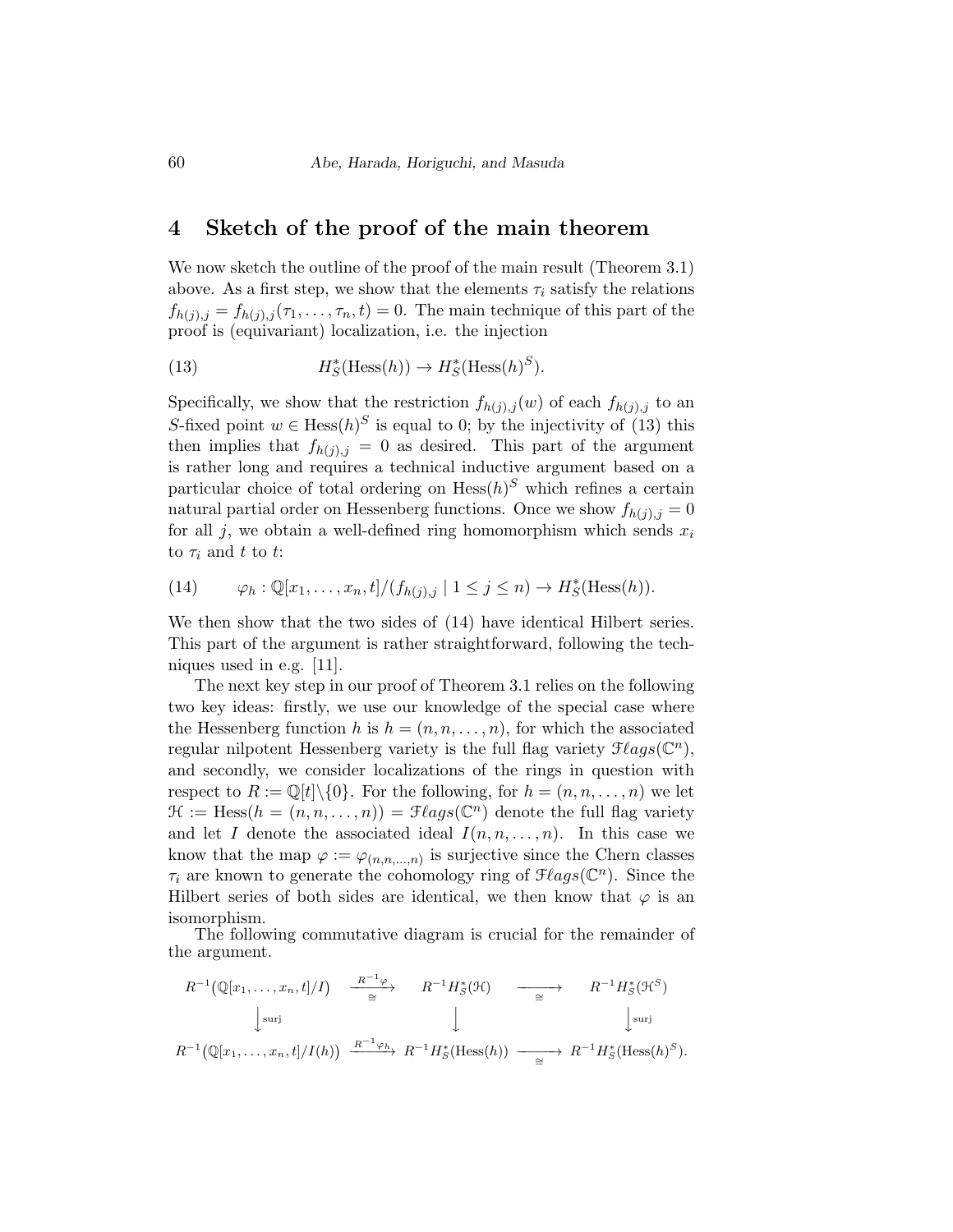## 4 Sketch of the proof of the main theorem

We now sketch the outline of the proof of the main result (Theorem 3.1) above. As a first step, we show that the elements $\tau_i$ satisfy the relations $f_{h(j),j} = f_{h(j),j}(\tau_1, \ldots, \tau_n, t) = 0$. The main technique of this part of the proof is (equivariant) localization, i.e. the injection

$$H_S^*(\mathrm{Hess}(h)) \to H_S^*(\mathrm{Hess}(h)^S). \tag{13}$$

Specifically, we show that the restriction $f_{h(j),j}(w)$ of each $f_{h(j),j}$ to an $S$-fixed point $w \in \mathrm{Hess}(h)^S$ is equal to 0; by the injectivity of (13) this then implies that $f_{h(j),j} = 0$ as desired. This part of the argument is rather long and requires a technical inductive argument based on a particular choice of total ordering on $\mathrm{Hess}(h)^S$ which refines a certain natural partial order on Hessenberg functions. Once we show $f_{h(j),j} = 0$ for all $j$, we obtain a well-defined ring homomorphism which sends $x_i$ to $\tau_i$ and $t$ to $t$:

$$\varphi_h : \mathbb{Q}[x_1, \ldots, x_n, t]/(f_{h(j),j} \mid 1 \leq j \leq n) \to H_S^*(\mathrm{Hess}(h)). \tag{14}$$

We then show that the two sides of (14) have identical Hilbert series. This part of the argument is rather straightforward, following the techniques used in e.g. [11].

The next key step in our proof of Theorem 3.1 relies on the following two key ideas: firstly, we use our knowledge of the special case where the Hessenberg function $h$ is $h = (n, n, \ldots, n)$, for which the associated regular nilpotent Hessenberg variety is the full flag variety $\mathcal{F}\ell ags(\mathbb{C}^n)$, and secondly, we consider localizations of the rings in question with respect to $R := \mathbb{Q}[t] \backslash \{0\}$. For the following, for $h = (n, n, \ldots, n)$ we let $\mathcal{H} := \mathrm{Hess}(h = (n, n, \ldots, n)) = \mathcal{F}\ell ags(\mathbb{C}^n)$ denote the full flag variety and let $I$ denote the associated ideal $I(n, n, \ldots, n)$. In this case we know that the map $\varphi := \varphi_{(n,n,\ldots,n)}$ is surjective since the Chern classes $\tau_i$ are known to generate the cohomology ring of $\mathcal{F}\ell ags(\mathbb{C}^n)$. Since the Hilbert series of both sides are identical, we then know that $\varphi$ is an isomorphism.

The following commutative diagram is crucial for the remainder of the argument.

$$\begin{array}{ccccc}
R^{-1}\big(\mathbb{Q}[x_1, \ldots, x_n, t]/I\big) & \xrightarrow[\cong]{R^{-1}\varphi} & R^{-1}H_S^*(\mathcal{H}) & \xrightarrow[\cong]{} & R^{-1}H_S^*(\mathcal{H}^S) \\
\Big\downarrow \text{surj} & & \Big\downarrow & & \Big\downarrow \text{surj} \\
R^{-1}\big(\mathbb{Q}[x_1, \ldots, x_n, t]/I(h)\big) & \xrightarrow{R^{-1}\varphi_h} & R^{-1}H_S^*(\mathrm{Hess}(h)) & \xrightarrow[\cong]{} & R^{-1}H_S^*(\mathrm{Hess}(h)^S).
\end{array}$$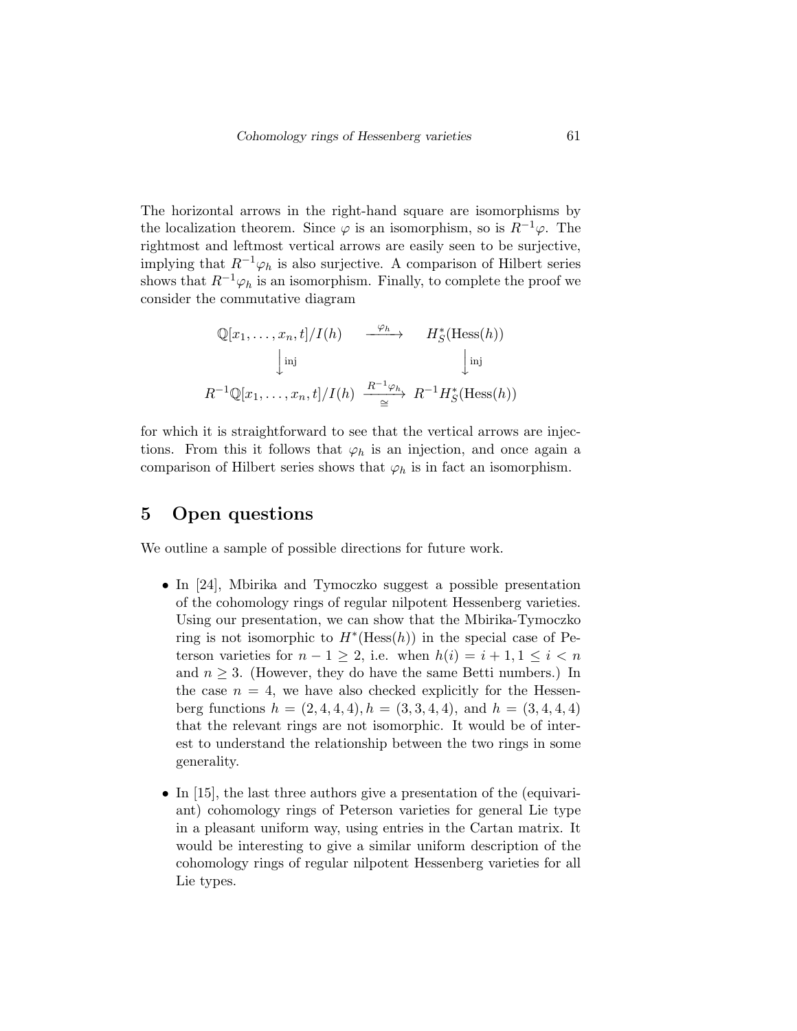The horizontal arrows in the right-hand square are isomorphisms by the localization theorem. Since $\varphi$ is an isomorphism, so is $R^{-1}\varphi$. The rightmost and leftmost vertical arrows are easily seen to be surjective, implying that $R^{-1}\varphi_h$ is also surjective. A comparison of Hilbert series shows that $R^{-1}\varphi_h$ is an isomorphism. Finally, to complete the proof we consider the commutative diagram

$$\begin{array}{ccc}
\mathbb{Q}[x_1,\ldots,x_n,t]/I(h) & \xrightarrow{\varphi_h} & H_S^*(\mathrm{Hess}(h)) \\
\Big\downarrow \text{inj} & & \Big\downarrow \text{inj} \\
R^{-1}\mathbb{Q}[x_1,\ldots,x_n,t]/I(h) & \underset{\cong}{\xrightarrow{R^{-1}\varphi_h}} & R^{-1}H_S^*(\mathrm{Hess}(h))
\end{array}$$

for which it is straightforward to see that the vertical arrows are injections. From this it follows that $\varphi_h$ is an injection, and once again a comparison of Hilbert series shows that $\varphi_h$ is in fact an isomorphism.

# 5 Open questions

We outline a sample of possible directions for future work.

- In [24], Mbirika and Tymoczko suggest a possible presentation of the cohomology rings of regular nilpotent Hessenberg varieties. Using our presentation, we can show that the Mbirika-Tymoczko ring is not isomorphic to $H^*(\mathrm{Hess}(h))$ in the special case of Peterson varieties for $n-1 \geq 2$, i.e. when $h(i) = i+1, 1 \leq i < n$ and $n \geq 3$. (However, they do have the same Betti numbers.) In the case $n = 4$, we have also checked explicitly for the Hessenberg functions $h = (2,4,4,4), h = (3,3,4,4)$, and $h = (3,4,4,4)$ that the relevant rings are not isomorphic. It would be of interest to understand the relationship between the two rings in some generality.

- In [15], the last three authors give a presentation of the (equivariant) cohomology rings of Peterson varieties for general Lie type in a pleasant uniform way, using entries in the Cartan matrix. It would be interesting to give a similar uniform description of the cohomology rings of regular nilpotent Hessenberg varieties for all Lie types.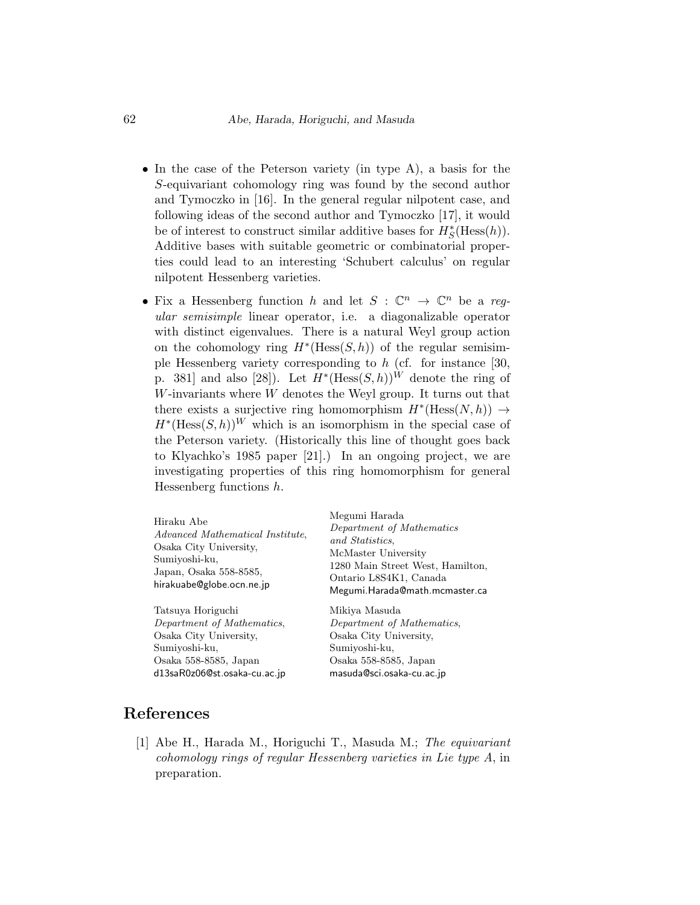- In the case of the Peterson variety (in type A), a basis for the $S$-equivariant cohomology ring was found by the second author and Tymoczko in [16]. In the general regular nilpotent case, and following ideas of the second author and Tymoczko [17], it would be of interest to construct similar additive bases for $H^*_S(\mathrm{Hess}(h))$. Additive bases with suitable geometric or combinatorial properties could lead to an interesting 'Schubert calculus' on regular nilpotent Hessenberg varieties.
- Fix a Hessenberg function $h$ and let $S : \mathbb{C}^n \to \mathbb{C}^n$ be a *regular semisimple* linear operator, i.e. a diagonalizable operator with distinct eigenvalues. There is a natural Weyl group action on the cohomology ring $H^*(\mathrm{Hess}(S,h))$ of the regular semisimple Hessenberg variety corresponding to $h$ (cf. for instance [30, p. 381] and also [28]). Let $H^*(\mathrm{Hess}(S,h))^W$ denote the ring of $W$-invariants where $W$ denotes the Weyl group. It turns out that there exists a surjective ring homomorphism $H^*(\mathrm{Hess}(N,h)) \to H^*(\mathrm{Hess}(S,h))^W$ which is an isomorphism in the special case of the Peterson variety. (Historically this line of thought goes back to Klyachko's 1985 paper [21].) In an ongoing project, we are investigating properties of this ring homomorphism for general Hessenberg functions $h$.

Hiraku Abe
*Advanced Mathematical Institute*,
Osaka City University,
Sumiyoshi-ku,
Japan, Osaka 558-8585,
hirakuabe@globe.ocn.ne.jp

Megumi Harada
*Department of Mathematics and Statistics*,
McMaster University
1280 Main Street West, Hamilton,
Ontario L8S4K1, Canada
Megumi.Harada@math.mcmaster.ca

Tatsuya Horiguchi
*Department of Mathematics*,
Osaka City University,
Sumiyoshi-ku,
Osaka 558-8585, Japan
d13saR0z06@st.osaka-cu.ac.jp

Mikiya Masuda
*Department of Mathematics*,
Osaka City University,
Sumiyoshi-ku,
Osaka 558-8585, Japan
masuda@sci.osaka-cu.ac.jp

# References

[1] Abe H., Harada M., Horiguchi T., Masuda M.; *The equivariant cohomology rings of regular Hessenberg varieties in Lie type A*, in preparation.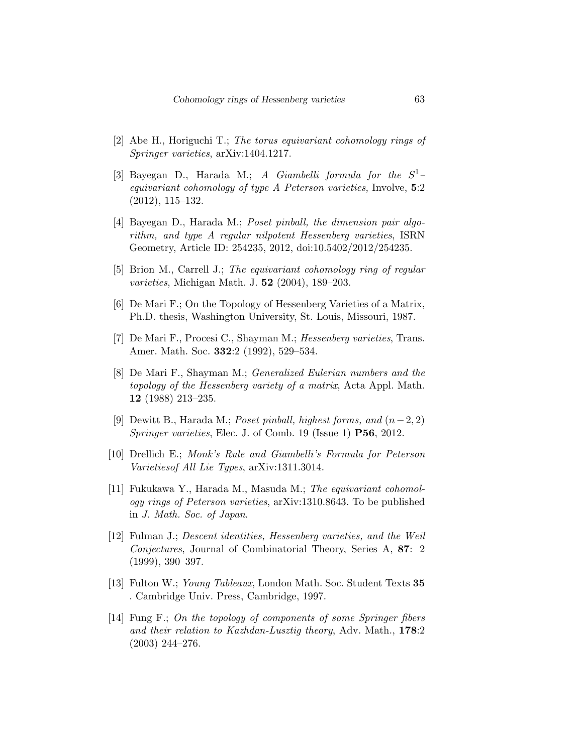[2] Abe H., Horiguchi T.; *The torus equivariant cohomology rings of Springer varieties*, arXiv:1404.1217.

[3] Bayegan D., Harada M.; *A Giambelli formula for the $S^1$-equivariant cohomology of type A Peterson varieties*, Involve, **5**:2 (2012), 115–132.

[4] Bayegan D., Harada M.; *Poset pinball, the dimension pair algorithm, and type A regular nilpotent Hessenberg varieties*, ISRN Geometry, Article ID: 254235, 2012, doi:10.5402/2012/254235.

[5] Brion M., Carrell J.; *The equivariant cohomology ring of regular varieties*, Michigan Math. J. **52** (2004), 189–203.

[6] De Mari F.; On the Topology of Hessenberg Varieties of a Matrix, Ph.D. thesis, Washington University, St. Louis, Missouri, 1987.

[7] De Mari F., Procesi C., Shayman M.; *Hessenberg varieties*, Trans. Amer. Math. Soc. **332**:2 (1992), 529–534.

[8] De Mari F., Shayman M.; *Generalized Eulerian numbers and the topology of the Hessenberg variety of a matrix*, Acta Appl. Math. **12** (1988) 213–235.

[9] Dewitt B., Harada M.; *Poset pinball, highest forms, and $(n-2,2)$ Springer varieties*, Elec. J. of Comb. 19 (Issue 1) **P56**, 2012.

[10] Drellich E.; *Monk's Rule and Giambelli's Formula for Peterson Varietiesof All Lie Types*, arXiv:1311.3014.

[11] Fukukawa Y., Harada M., Masuda M.; *The equivariant cohomology rings of Peterson varieties*, arXiv:1310.8643. To be published in *J. Math. Soc. of Japan*.

[12] Fulman J.; *Descent identities, Hessenberg varieties, and the Weil Conjectures*, Journal of Combinatorial Theory, Series A, **87**: 2 (1999), 390–397.

[13] Fulton W.; *Young Tableaux*, London Math. Soc. Student Texts **35** . Cambridge Univ. Press, Cambridge, 1997.

[14] Fung F.; *On the topology of components of some Springer fibers and their relation to Kazhdan-Lusztig theory*, Adv. Math., **178**:2 (2003) 244–276.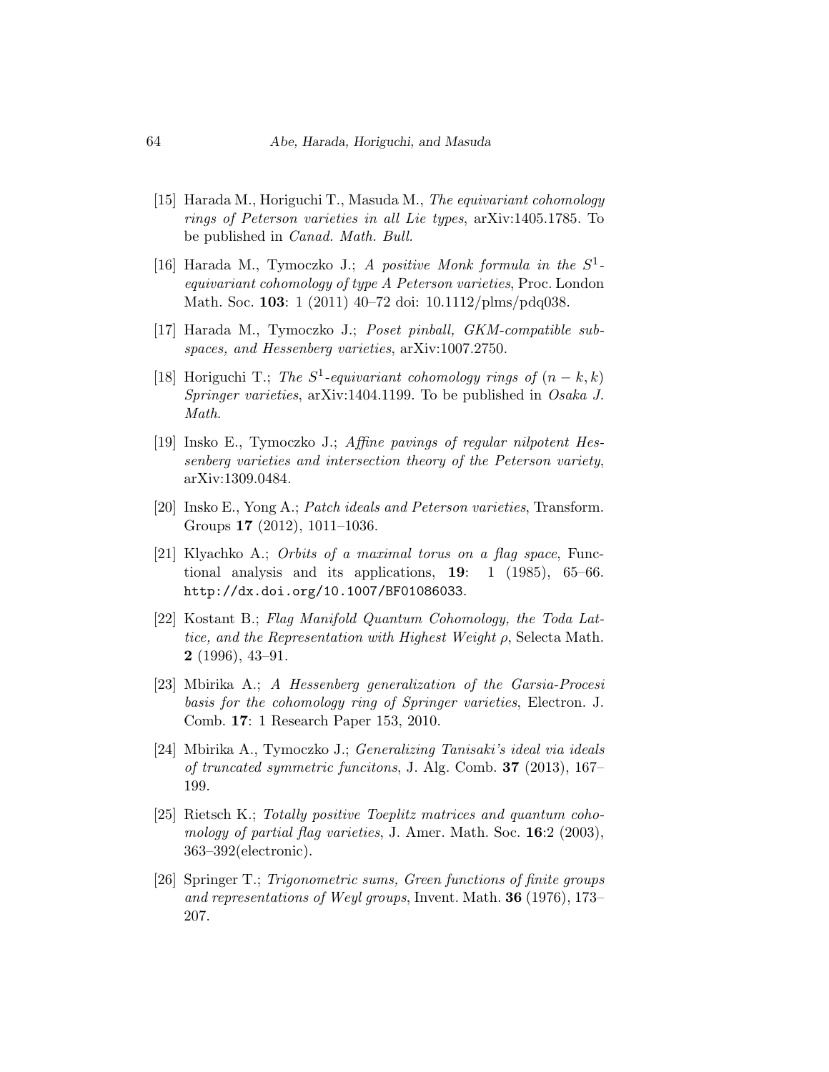[15] Harada M., Horiguchi T., Masuda M., *The equivariant cohomology rings of Peterson varieties in all Lie types*, arXiv:1405.1785. To be published in *Canad. Math. Bull.*

[16] Harada M., Tymoczko J.; *A positive Monk formula in the $S^1$-equivariant cohomology of type A Peterson varieties*, Proc. London Math. Soc. **103**: 1 (2011) 40–72 doi: 10.1112/plms/pdq038.

[17] Harada M., Tymoczko J.; *Poset pinball, GKM-compatible subspaces, and Hessenberg varieties*, arXiv:1007.2750.

[18] Horiguchi T.; *The $S^1$-equivariant cohomology rings of $(n-k,k)$ Springer varieties*, arXiv:1404.1199. To be published in *Osaka J. Math*.

[19] Insko E., Tymoczko J.; *Affine pavings of regular nilpotent Hessenberg varieties and intersection theory of the Peterson variety*, arXiv:1309.0484.

[20] Insko E., Yong A.; *Patch ideals and Peterson varieties*, Transform. Groups **17** (2012), 1011–1036.

[21] Klyachko A.; *Orbits of a maximal torus on a flag space*, Functional analysis and its applications, **19**: 1 (1985), 65–66. http://dx.doi.org/10.1007/BF01086033.

[22] Kostant B.; *Flag Manifold Quantum Cohomology, the Toda Lattice, and the Representation with Highest Weight $\rho$*, Selecta Math. **2** (1996), 43–91.

[23] Mbirika A.; *A Hessenberg generalization of the Garsia-Procesi basis for the cohomology ring of Springer varieties*, Electron. J. Comb. **17**: 1 Research Paper 153, 2010.

[24] Mbirika A., Tymoczko J.; *Generalizing Tanisaki's ideal via ideals of truncated symmetric funcitons*, J. Alg. Comb. **37** (2013), 167–199.

[25] Rietsch K.; *Totally positive Toeplitz matrices and quantum cohomology of partial flag varieties*, J. Amer. Math. Soc. **16**:2 (2003), 363–392(electronic).

[26] Springer T.; *Trigonometric sums, Green functions of finite groups and representations of Weyl groups*, Invent. Math. **36** (1976), 173–207.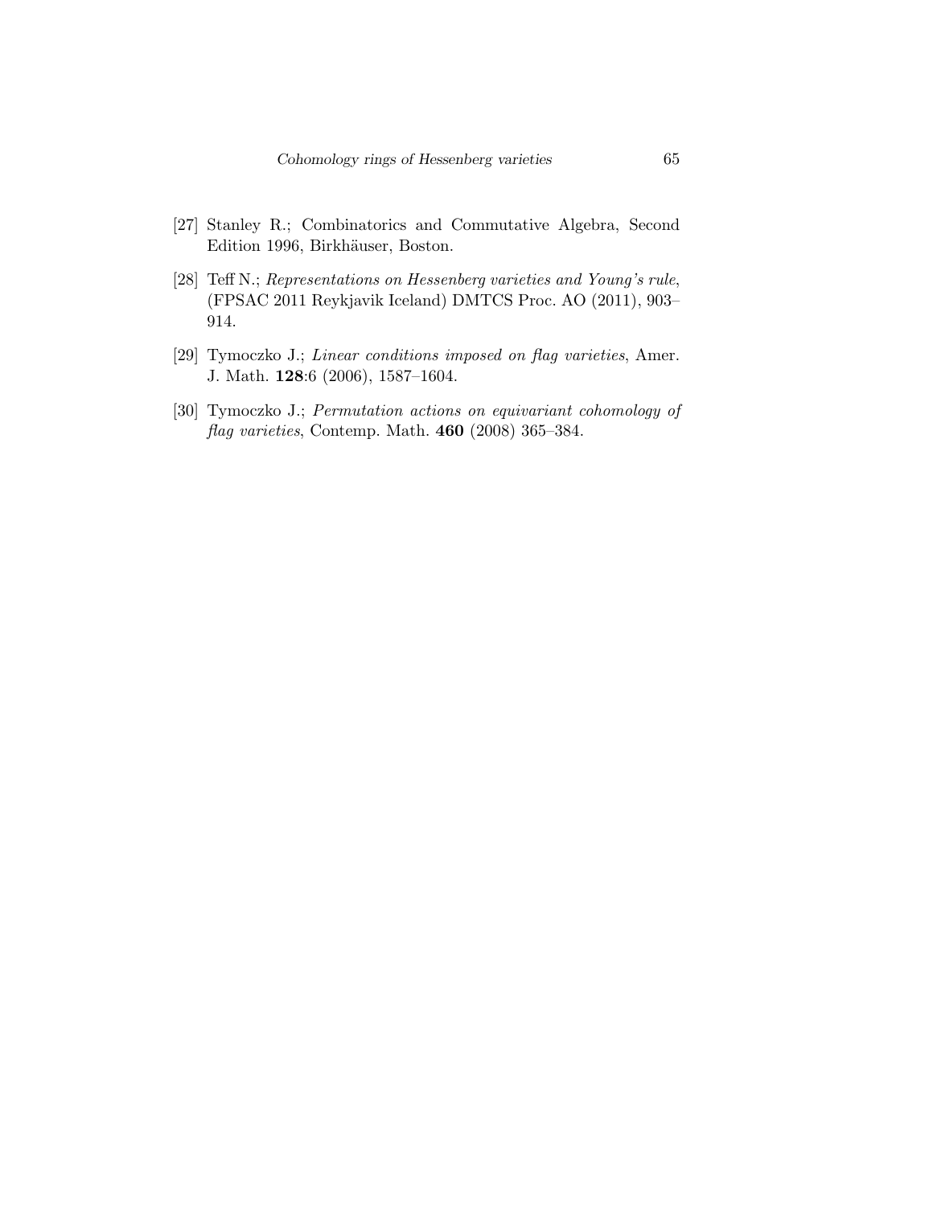[27] Stanley R.; Combinatorics and Commutative Algebra, Second Edition 1996, Birkhäuser, Boston.

[28] Teff N.; *Representations on Hessenberg varieties and Young's rule*, (FPSAC 2011 Reykjavik Iceland) DMTCS Proc. AO (2011), 903–914.

[29] Tymoczko J.; *Linear conditions imposed on flag varieties*, Amer. J. Math. **128**:6 (2006), 1587–1604.

[30] Tymoczko J.; *Permutation actions on equivariant cohomology of flag varieties*, Contemp. Math. **460** (2008) 365–384.